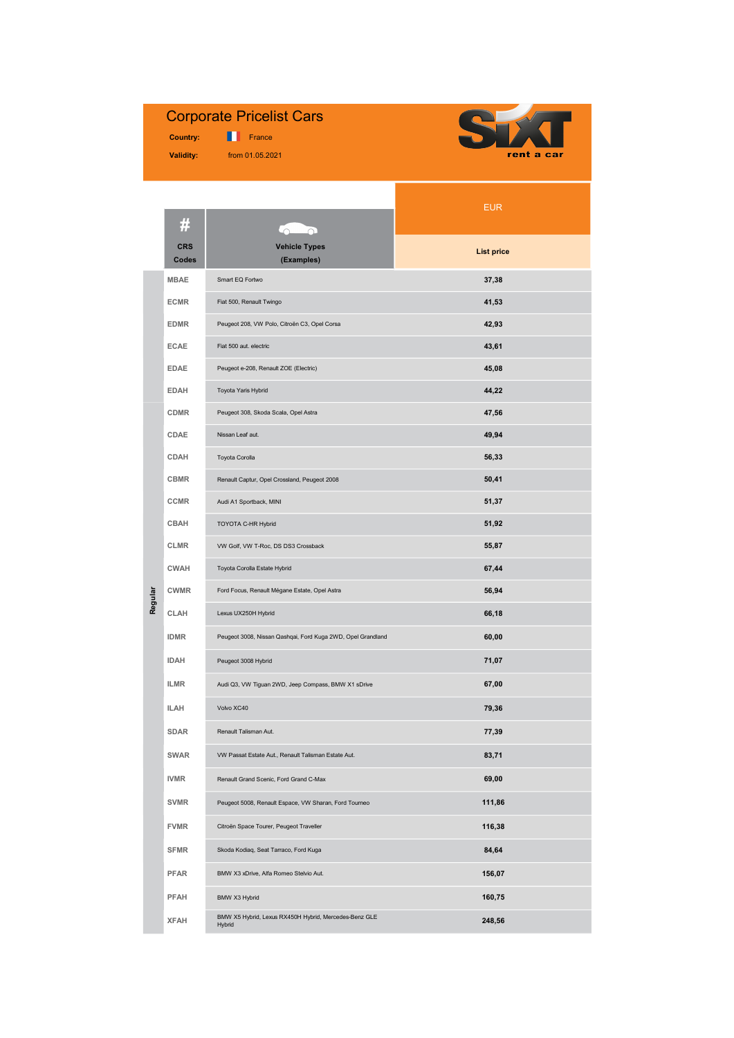# Corporate Pricelist Cars

**Country:** France

**Validity:** from 01.05.2021

SIXT rent a car

| | # CRS Codes | Vehicle Types (Examples) | EUR List price |
|---|---|---|---|
| Regular | MBAE | Smart EQ Fortwo | 37,38 |
| | ECMR | Fiat 500, Renault Twingo | 41,53 |
| | EDMR | Peugeot 208, VW Polo, Citroën C3, Opel Corsa | 42,93 |
| | ECAE | Fiat 500 aut. electric | 43,61 |
| | EDAE | Peugeot e-208, Renault ZOE (Electric) | 45,08 |
| | EDAH | Toyota Yaris Hybrid | 44,22 |
| | CDMR | Peugeot 308, Skoda Scala, Opel Astra | 47,56 |
| | CDAE | Nissan Leaf aut. | 49,94 |
| | CDAH | Toyota Corolla | 56,33 |
| | CBMR | Renault Captur, Opel Crossland, Peugeot 2008 | 50,41 |
| | CCMR | Audi A1 Sportback, MINI | 51,37 |
| | CBAH | TOYOTA C-HR Hybrid | 51,92 |
| | CLMR | VW Golf, VW T-Roc, DS DS3 Crossback | 55,87 |
| | CWAH | Toyota Corolla Estate Hybrid | 67,44 |
| | CWMR | Ford Focus, Renault Mégane Estate, Opel Astra | 56,94 |
| | CLAH | Lexus UX250H Hybrid | 66,18 |
| | IDMR | Peugeot 3008, Nissan Qashqai, Ford Kuga 2WD, Opel Grandland | 60,00 |
| | IDAH | Peugeot 3008 Hybrid | 71,07 |
| | ILMR | Audi Q3, VW Tiguan 2WD, Jeep Compass, BMW X1 sDrive | 67,00 |
| | ILAH | Volvo XC40 | 79,36 |
| | SDAR | Renault Talisman Aut. | 77,39 |
| | SWAR | VW Passat Estate Aut., Renault Talisman Estate Aut. | 83,71 |
| | IVMR | Renault Grand Scenic, Ford Grand C-Max | 69,00 |
| | SVMR | Peugeot 5008, Renault Espace, VW Sharan, Ford Tourneo | 111,86 |
| | FVMR | Citroën Space Tourer, Peugeot Traveller | 116,38 |
| | SFMR | Skoda Kodiaq, Seat Tarraco, Ford Kuga | 84,64 |
| | PFAR | BMW X3 xDrive, Alfa Romeo Stelvio Aut. | 156,07 |
| | PFAH | BMW X3 Hybrid | 160,75 |
| | XFAH | BMW X5 Hybrid, Lexus RX450H Hybrid, Mercedes-Benz GLE Hybrid | 248,56 |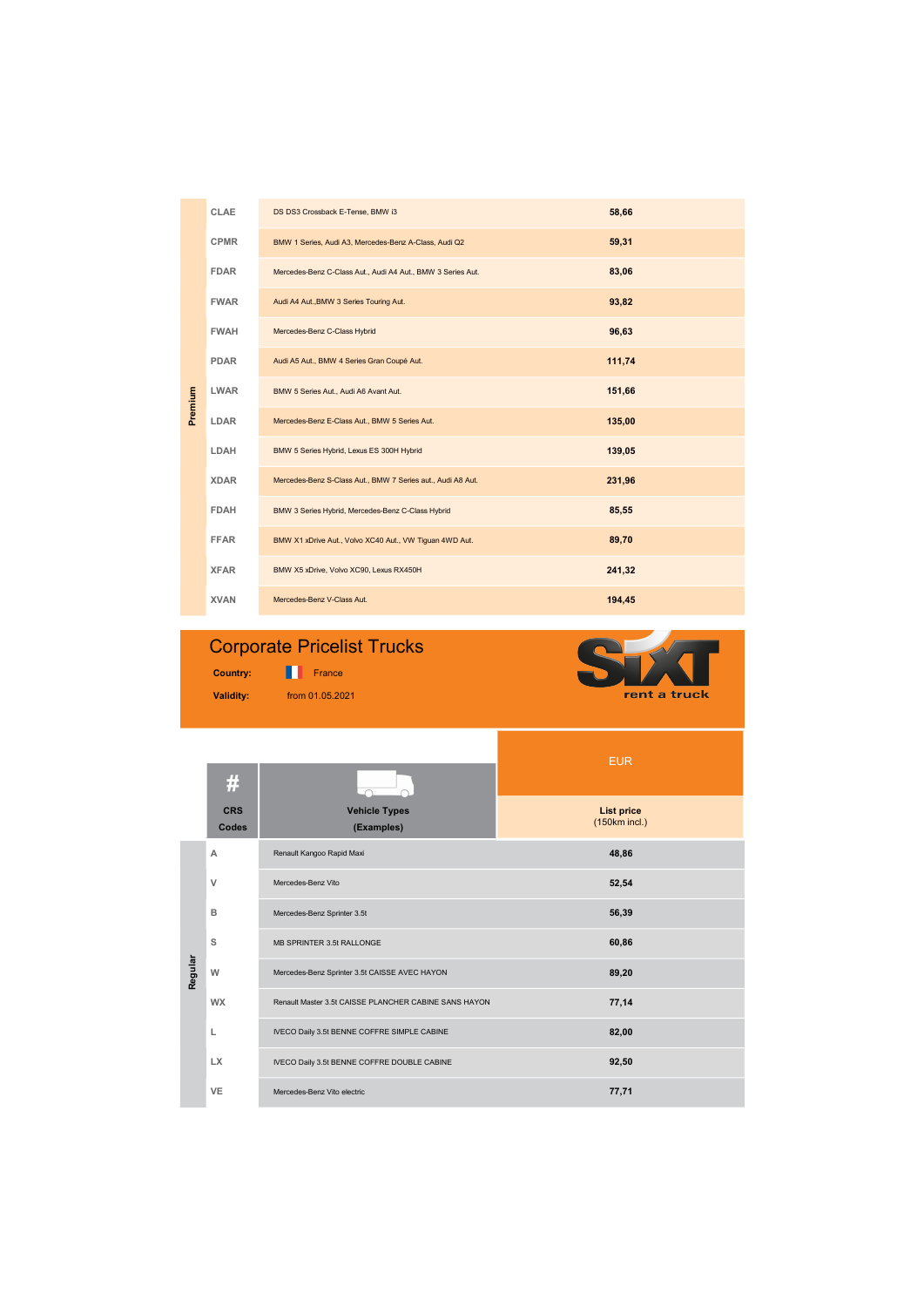| | | | |
|---|---|---|---|
| Premium | CLAE | DS DS3 Crossback E-Tense, BMW i3 | 58,66 |
| | CPMR | BMW 1 Series, Audi A3, Mercedes-Benz A-Class, Audi Q2 | 59,31 |
| | FDAR | Mercedes-Benz C-Class Aut., Audi A4 Aut., BMW 3 Series Aut. | 83,06 |
| | FWAR | Audi A4 Aut.,BMW 3 Series Touring Aut. | 93,82 |
| | FWAH | Mercedes-Benz C-Class Hybrid | 96,63 |
| | PDAR | Audi A5 Aut., BMW 4 Series Gran Coupé Aut. | 111,74 |
| | LWAR | BMW 5 Series Aut., Audi A6 Avant Aut. | 151,66 |
| | LDAR | Mercedes-Benz E-Class Aut., BMW 5 Series Aut. | 135,00 |
| | LDAH | BMW 5 Series Hybrid, Lexus ES 300H Hybrid | 139,05 |
| | XDAR | Mercedes-Benz S-Class Aut., BMW 7 Series aut., Audi A8 Aut. | 231,96 |
| | FDAH | BMW 3 Series Hybrid, Mercedes-Benz C-Class Hybrid | 85,55 |
| | FFAR | BMW X1 xDrive Aut., Volvo XC40 Aut., VW Tiguan 4WD Aut. | 89,70 |
| | XFAR | BMW X5 xDrive, Volvo XC90, Lexus RX450H | 241,32 |
| | XVAN | Mercedes-Benz V-Class Aut. | 194,45 |

# Corporate Pricelist Trucks

**Country:** France

**Validity:** from 01.05.2021

SIXT rent a truck

| | # CRS Codes | Vehicle Types (Examples) | EUR<br>List price (150km incl.) |
|---|---|---|---|
| Regular | A | Renault Kangoo Rapid Maxi | 48,86 |
| | V | Mercedes-Benz Vito | 52,54 |
| | B | Mercedes-Benz Sprinter 3.5t | 56,39 |
| | S | MB SPRINTER 3.5t RALLONGE | 60,86 |
| | W | Mercedes-Benz Sprinter 3.5t CAISSE AVEC HAYON | 89,20 |
| | WX | Renault Master 3.5t CAISSE PLANCHER CABINE SANS HAYON | 77,14 |
| | L | IVECO Daily 3.5t BENNE COFFRE SIMPLE CABINE | 82,00 |
| | LX | IVECO Daily 3.5t BENNE COFFRE DOUBLE CABINE | 92,50 |
| | VE | Mercedes-Benz Vito electric | 77,71 |